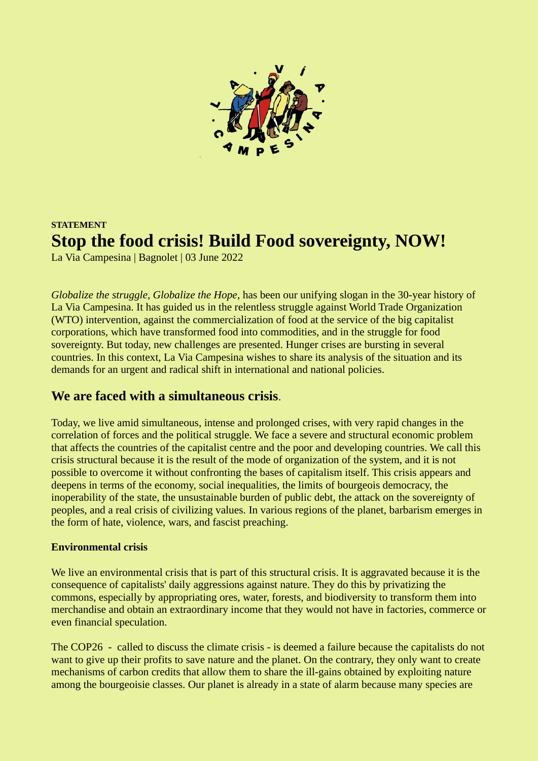**STATEMENT**

# Stop the food crisis! Build Food sovereignty, NOW!

La Via Campesina | Bagnolet | 03 June 2022

*Globalize the struggle, Globalize the Hope*, has been our unifying slogan in the 30-year history of La Via Campesina. It has guided us in the relentless struggle against World Trade Organization (WTO) intervention, against the commercialization of food at the service of the big capitalist corporations, which have transformed food into commodities, and in the struggle for food sovereignty. But today, new challenges are presented. Hunger crises are bursting in several countries. In this context, La Via Campesina wishes to share its analysis of the situation and its demands for an urgent and radical shift in international and national policies.

## We are faced with a simultaneous crisis.

Today, we live amid simultaneous, intense and prolonged crises, with very rapid changes in the correlation of forces and the political struggle. We face a severe and structural economic problem that affects the countries of the capitalist centre and the poor and developing countries. We call this crisis structural because it is the result of the mode of organization of the system, and it is not possible to overcome it without confronting the bases of capitalism itself. This crisis appears and deepens in terms of the economy, social inequalities, the limits of bourgeois democracy, the inoperability of the state, the unsustainable burden of public debt, the attack on the sovereignty of peoples, and a real crisis of civilizing values. In various regions of the planet, barbarism emerges in the form of hate, violence, wars, and fascist preaching.

### Environmental crisis

We live an environmental crisis that is part of this structural crisis. It is aggravated because it is the consequence of capitalists' daily aggressions against nature. They do this by privatizing the commons, especially by appropriating ores, water, forests, and biodiversity to transform them into merchandise and obtain an extraordinary income that they would not have in factories, commerce or even financial speculation.

The COP26 - called to discuss the climate crisis - is deemed a failure because the capitalists do not want to give up their profits to save nature and the planet. On the contrary, they only want to create mechanisms of carbon credits that allow them to share the ill-gains obtained by exploiting nature among the bourgeoisie classes. Our planet is already in a state of alarm because many species are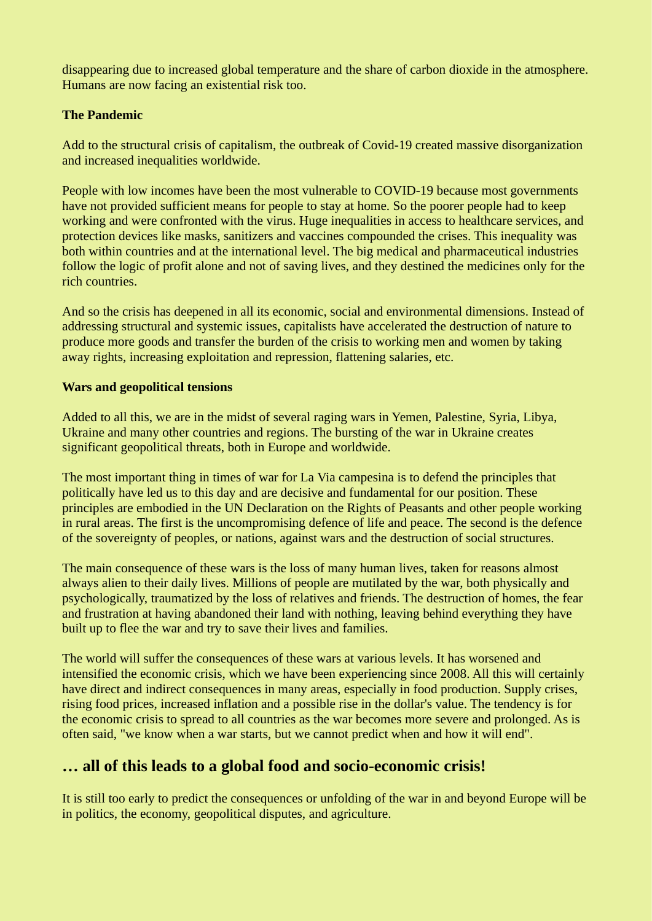disappearing due to increased global temperature and the share of carbon dioxide in the atmosphere. Humans are now facing an existential risk too.

**The Pandemic**

Add to the structural crisis of capitalism, the outbreak of Covid-19 created massive disorganization and increased inequalities worldwide.

People with low incomes have been the most vulnerable to COVID-19 because most governments have not provided sufficient means for people to stay at home. So the poorer people had to keep working and were confronted with the virus. Huge inequalities in access to healthcare services, and protection devices like masks, sanitizers and vaccines compounded the crises. This inequality was both within countries and at the international level. The big medical and pharmaceutical industries follow the logic of profit alone and not of saving lives, and they destined the medicines only for the rich countries.

And so the crisis has deepened in all its economic, social and environmental dimensions. Instead of addressing structural and systemic issues, capitalists have accelerated the destruction of nature to produce more goods and transfer the burden of the crisis to working men and women by taking away rights, increasing exploitation and repression, flattening salaries, etc.

**Wars and geopolitical tensions**

Added to all this, we are in the midst of several raging wars in Yemen, Palestine, Syria, Libya, Ukraine and many other countries and regions. The bursting of the war in Ukraine creates significant geopolitical threats, both in Europe and worldwide.

The most important thing in times of war for La Via campesina is to defend the principles that politically have led us to this day and are decisive and fundamental for our position. These principles are embodied in the UN Declaration on the Rights of Peasants and other people working in rural areas. The first is the uncompromising defence of life and peace. The second is the defence of the sovereignty of peoples, or nations, against wars and the destruction of social structures.

The main consequence of these wars is the loss of many human lives, taken for reasons almost always alien to their daily lives. Millions of people are mutilated by the war, both physically and psychologically, traumatized by the loss of relatives and friends. The destruction of homes, the fear and frustration at having abandoned their land with nothing, leaving behind everything they have built up to flee the war and try to save their lives and families.

The world will suffer the consequences of these wars at various levels. It has worsened and intensified the economic crisis, which we have been experiencing since 2008. All this will certainly have direct and indirect consequences in many areas, especially in food production. Supply crises, rising food prices, increased inflation and a possible rise in the dollar's value. The tendency is for the economic crisis to spread to all countries as the war becomes more severe and prolonged. As is often said, "we know when a war starts, but we cannot predict when and how it will end".

## … all of this leads to a global food and socio-economic crisis!

It is still too early to predict the consequences or unfolding of the war in and beyond Europe will be in politics, the economy, geopolitical disputes, and agriculture.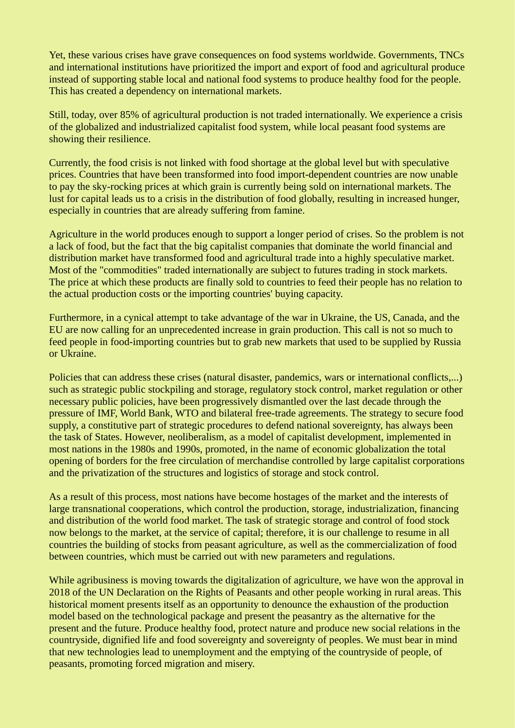Yet, these various crises have grave consequences on food systems worldwide. Governments, TNCs and international institutions have prioritized the import and export of food and agricultural produce instead of supporting stable local and national food systems to produce healthy food for the people. This has created a dependency on international markets.

Still, today, over 85% of agricultural production is not traded internationally. We experience a crisis of the globalized and industrialized capitalist food system, while local peasant food systems are showing their resilience.

Currently, the food crisis is not linked with food shortage at the global level but with speculative prices. Countries that have been transformed into food import-dependent countries are now unable to pay the sky-rocking prices at which grain is currently being sold on international markets. The lust for capital leads us to a crisis in the distribution of food globally, resulting in increased hunger, especially in countries that are already suffering from famine.

Agriculture in the world produces enough to support a longer period of crises. So the problem is not a lack of food, but the fact that the big capitalist companies that dominate the world financial and distribution market have transformed food and agricultural trade into a highly speculative market. Most of the "commodities" traded internationally are subject to futures trading in stock markets. The price at which these products are finally sold to countries to feed their people has no relation to the actual production costs or the importing countries' buying capacity.

Furthermore, in a cynical attempt to take advantage of the war in Ukraine, the US, Canada, and the EU are now calling for an unprecedented increase in grain production. This call is not so much to feed people in food-importing countries but to grab new markets that used to be supplied by Russia or Ukraine.

Policies that can address these crises (natural disaster, pandemics, wars or international conflicts,...) such as strategic public stockpiling and storage, regulatory stock control, market regulation or other necessary public policies, have been progressively dismantled over the last decade through the pressure of IMF, World Bank, WTO and bilateral free-trade agreements. The strategy to secure food supply, a constitutive part of strategic procedures to defend national sovereignty, has always been the task of States. However, neoliberalism, as a model of capitalist development, implemented in most nations in the 1980s and 1990s, promoted, in the name of economic globalization the total opening of borders for the free circulation of merchandise controlled by large capitalist corporations and the privatization of the structures and logistics of storage and stock control.

As a result of this process, most nations have become hostages of the market and the interests of large transnational cooperations, which control the production, storage, industrialization, financing and distribution of the world food market. The task of strategic storage and control of food stock now belongs to the market, at the service of capital; therefore, it is our challenge to resume in all countries the building of stocks from peasant agriculture, as well as the commercialization of food between countries, which must be carried out with new parameters and regulations.

While agribusiness is moving towards the digitalization of agriculture, we have won the approval in 2018 of the UN Declaration on the Rights of Peasants and other people working in rural areas. This historical moment presents itself as an opportunity to denounce the exhaustion of the production model based on the technological package and present the peasantry as the alternative for the present and the future. Produce healthy food, protect nature and produce new social relations in the countryside, dignified life and food sovereignty and sovereignty of peoples. We must bear in mind that new technologies lead to unemployment and the emptying of the countryside of people, of peasants, promoting forced migration and misery.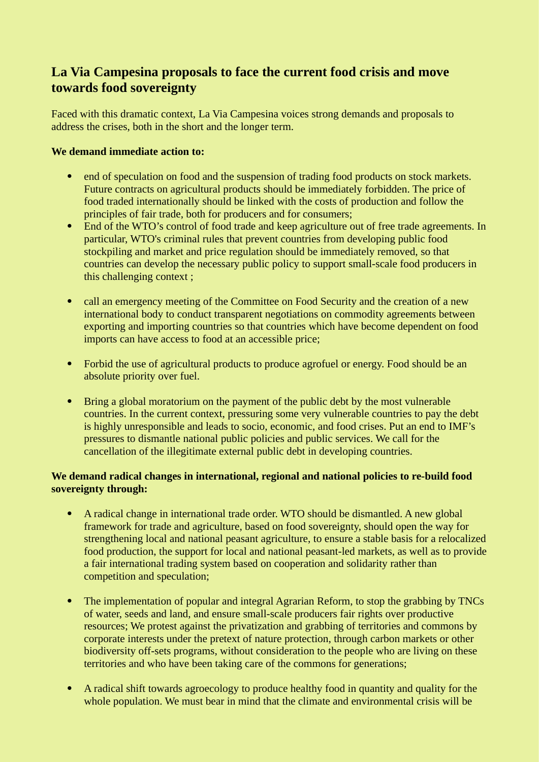## La Via Campesina proposals to face the current food crisis and move towards food sovereignty

Faced with this dramatic context, La Via Campesina voices strong demands and proposals to address the crises, both in the short and the longer term.

**We demand immediate action to:**

- end of speculation on food and the suspension of trading food products on stock markets. Future contracts on agricultural products should be immediately forbidden. The price of food traded internationally should be linked with the costs of production and follow the principles of fair trade, both for producers and for consumers;
- End of the WTO's control of food trade and keep agriculture out of free trade agreements. In particular, WTO's criminal rules that prevent countries from developing public food stockpiling and market and price regulation should be immediately removed, so that countries can develop the necessary public policy to support small-scale food producers in this challenging context ;
- call an emergency meeting of the Committee on Food Security and the creation of a new international body to conduct transparent negotiations on commodity agreements between exporting and importing countries so that countries which have become dependent on food imports can have access to food at an accessible price;
- Forbid the use of agricultural products to produce agrofuel or energy. Food should be an absolute priority over fuel.
- Bring a global moratorium on the payment of the public debt by the most vulnerable countries. In the current context, pressuring some very vulnerable countries to pay the debt is highly unresponsible and leads to socio, economic, and food crises. Put an end to IMF's pressures to dismantle national public policies and public services. We call for the cancellation of the illegitimate external public debt in developing countries.

**We demand radical changes in international, regional and national policies to re-build food sovereignty through:**

- A radical change in international trade order. WTO should be dismantled. A new global framework for trade and agriculture, based on food sovereignty, should open the way for strengthening local and national peasant agriculture, to ensure a stable basis for a relocalized food production, the support for local and national peasant-led markets, as well as to provide a fair international trading system based on cooperation and solidarity rather than competition and speculation;
- The implementation of popular and integral Agrarian Reform, to stop the grabbing by TNCs of water, seeds and land, and ensure small-scale producers fair rights over productive resources; We protest against the privatization and grabbing of territories and commons by corporate interests under the pretext of nature protection, through carbon markets or other biodiversity off-sets programs, without consideration to the people who are living on these territories and who have been taking care of the commons for generations;
- A radical shift towards agroecology to produce healthy food in quantity and quality for the whole population. We must bear in mind that the climate and environmental crisis will be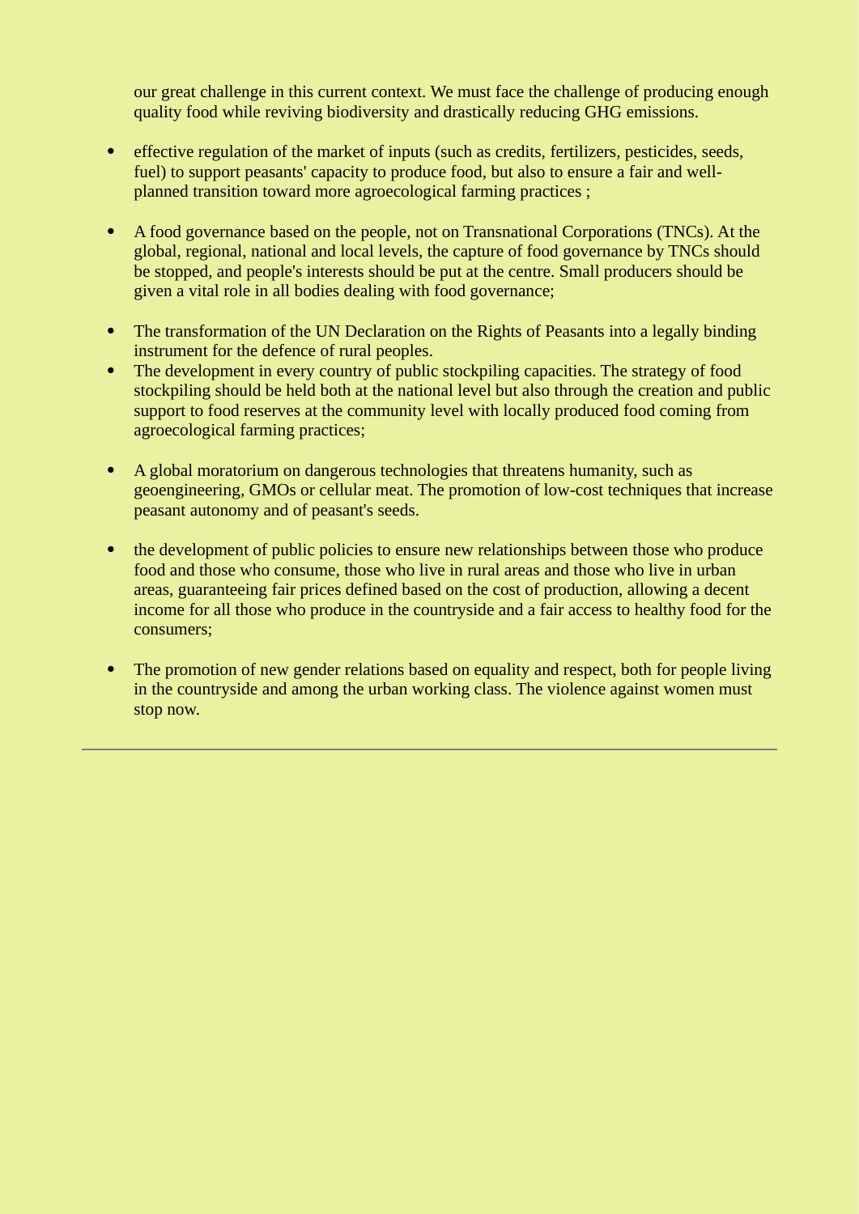our great challenge in this current context. We must face the challenge of producing enough quality food while reviving biodiversity and drastically reducing GHG emissions.

- effective regulation of the market of inputs (such as credits, fertilizers, pesticides, seeds, fuel) to support peasants' capacity to produce food, but also to ensure a fair and well-planned transition toward more agroecological farming practices ;

- A food governance based on the people, not on Transnational Corporations (TNCs). At the global, regional, national and local levels, the capture of food governance by TNCs should be stopped, and people's interests should be put at the centre. Small producers should be given a vital role in all bodies dealing with food governance;

- The transformation of the UN Declaration on the Rights of Peasants into a legally binding instrument for the defence of rural peoples.
- The development in every country of public stockpiling capacities. The strategy of food stockpiling should be held both at the national level but also through the creation and public support to food reserves at the community level with locally produced food coming from agroecological farming practices;

- A global moratorium on dangerous technologies that threatens humanity, such as geoengineering, GMOs or cellular meat. The promotion of low-cost techniques that increase peasant autonomy and of peasant's seeds.

- the development of public policies to ensure new relationships between those who produce food and those who consume, those who live in rural areas and those who live in urban areas, guaranteeing fair prices defined based on the cost of production, allowing a decent income for all those who produce in the countryside and a fair access to healthy food for the consumers;

- The promotion of new gender relations based on equality and respect, both for people living in the countryside and among the urban working class. The violence against women must stop now.

---